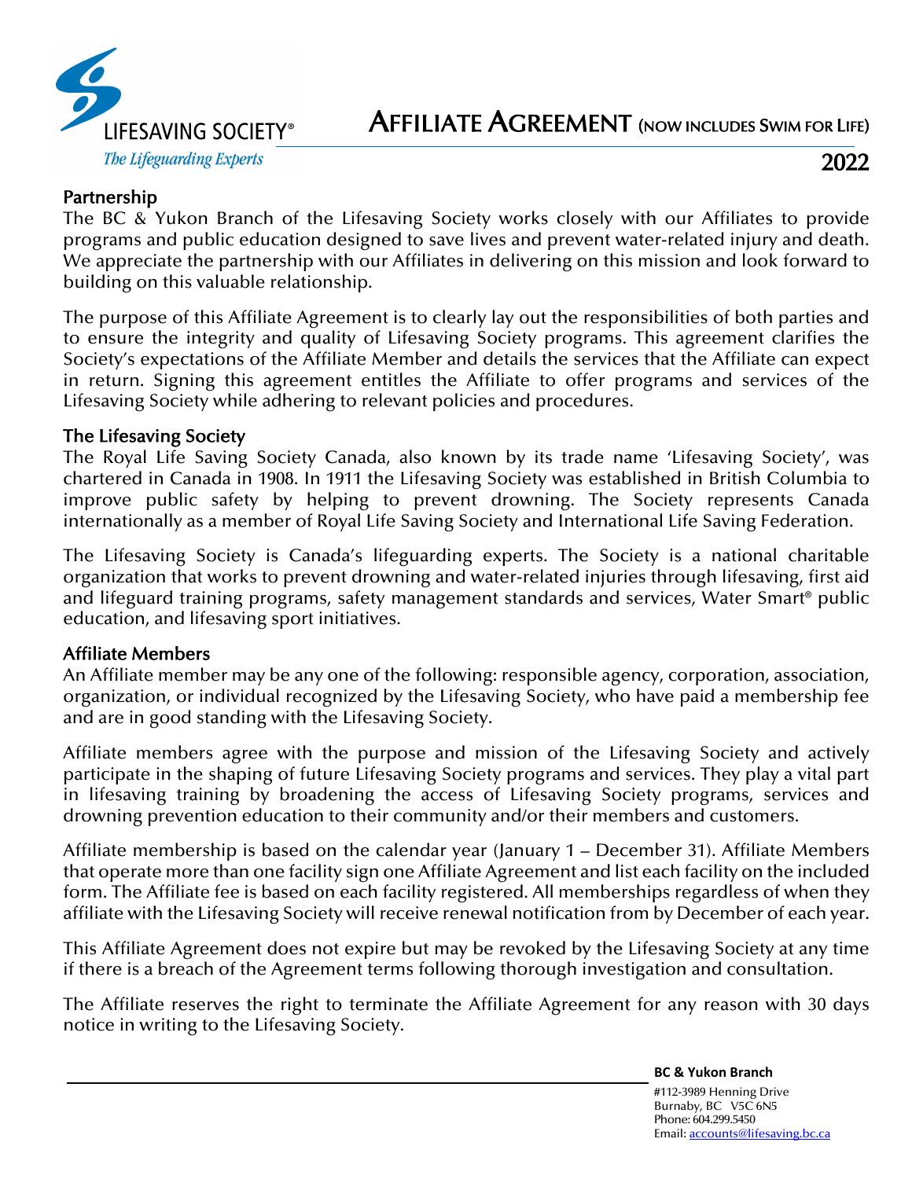LIFESAVING SOCIETY®

*The Lifeguarding Experts*

# AFFILIATE AGREEMENT (NOW INCLUDES SWIM FOR LIFE)

2022

## Partnership

The BC & Yukon Branch of the Lifesaving Society works closely with our Affiliates to provide programs and public education designed to save lives and prevent water-related injury and death. We appreciate the partnership with our Affiliates in delivering on this mission and look forward to building on this valuable relationship.

The purpose of this Affiliate Agreement is to clearly lay out the responsibilities of both parties and to ensure the integrity and quality of Lifesaving Society programs. This agreement clarifies the Society's expectations of the Affiliate Member and details the services that the Affiliate can expect in return. Signing this agreement entitles the Affiliate to offer programs and services of the Lifesaving Society while adhering to relevant policies and procedures.

## The Lifesaving Society

The Royal Life Saving Society Canada, also known by its trade name 'Lifesaving Society', was chartered in Canada in 1908. In 1911 the Lifesaving Society was established in British Columbia to improve public safety by helping to prevent drowning. The Society represents Canada internationally as a member of Royal Life Saving Society and International Life Saving Federation.

The Lifesaving Society is Canada's lifeguarding experts. The Society is a national charitable organization that works to prevent drowning and water-related injuries through lifesaving, first aid and lifeguard training programs, safety management standards and services, Water Smart® public education, and lifesaving sport initiatives.

## Affiliate Members

An Affiliate member may be any one of the following: responsible agency, corporation, association, organization, or individual recognized by the Lifesaving Society, who have paid a membership fee and are in good standing with the Lifesaving Society.

Affiliate members agree with the purpose and mission of the Lifesaving Society and actively participate in the shaping of future Lifesaving Society programs and services. They play a vital part in lifesaving training by broadening the access of Lifesaving Society programs, services and drowning prevention education to their community and/or their members and customers.

Affiliate membership is based on the calendar year (January 1 – December 31). Affiliate Members that operate more than one facility sign one Affiliate Agreement and list each facility on the included form. The Affiliate fee is based on each facility registered. All memberships regardless of when they affiliate with the Lifesaving Society will receive renewal notification from by December of each year.

This Affiliate Agreement does not expire but may be revoked by the Lifesaving Society at any time if there is a breach of the Agreement terms following thorough investigation and consultation.

The Affiliate reserves the right to terminate the Affiliate Agreement for any reason with 30 days notice in writing to the Lifesaving Society.

**BC & Yukon Branch**
#112-3989 Henning Drive
Burnaby, BC V5C 6N5
Phone: 604.299.5450
Email: accounts@lifesaving.bc.ca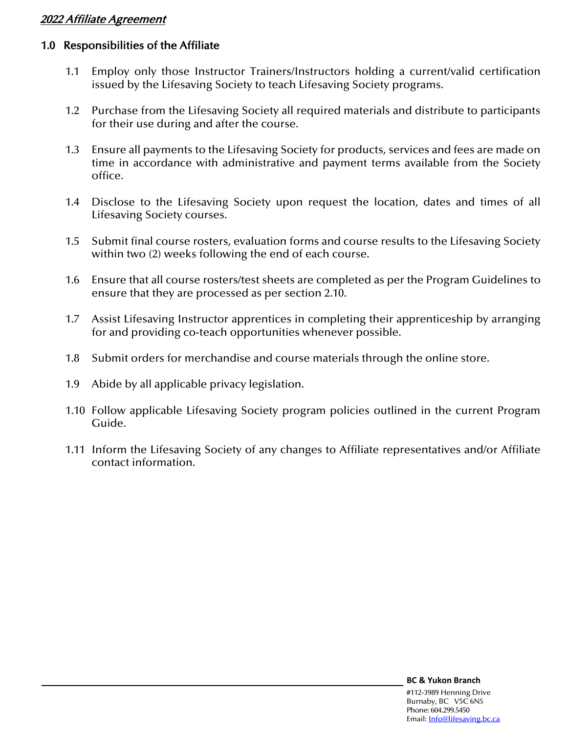## 1.0 Responsibilities of the Affiliate

1.1 Employ only those Instructor Trainers/Instructors holding a current/valid certification issued by the Lifesaving Society to teach Lifesaving Society programs.

1.2 Purchase from the Lifesaving Society all required materials and distribute to participants for their use during and after the course.

1.3 Ensure all payments to the Lifesaving Society for products, services and fees are made on time in accordance with administrative and payment terms available from the Society office.

1.4 Disclose to the Lifesaving Society upon request the location, dates and times of all Lifesaving Society courses.

1.5 Submit final course rosters, evaluation forms and course results to the Lifesaving Society within two (2) weeks following the end of each course.

1.6 Ensure that all course rosters/test sheets are completed as per the Program Guidelines to ensure that they are processed as per section 2.10.

1.7 Assist Lifesaving Instructor apprentices in completing their apprenticeship by arranging for and providing co-teach opportunities whenever possible.

1.8 Submit orders for merchandise and course materials through the online store.

1.9 Abide by all applicable privacy legislation.

1.10 Follow applicable Lifesaving Society program policies outlined in the current Program Guide.

1.11 Inform the Lifesaving Society of any changes to Affiliate representatives and/or Affiliate contact information.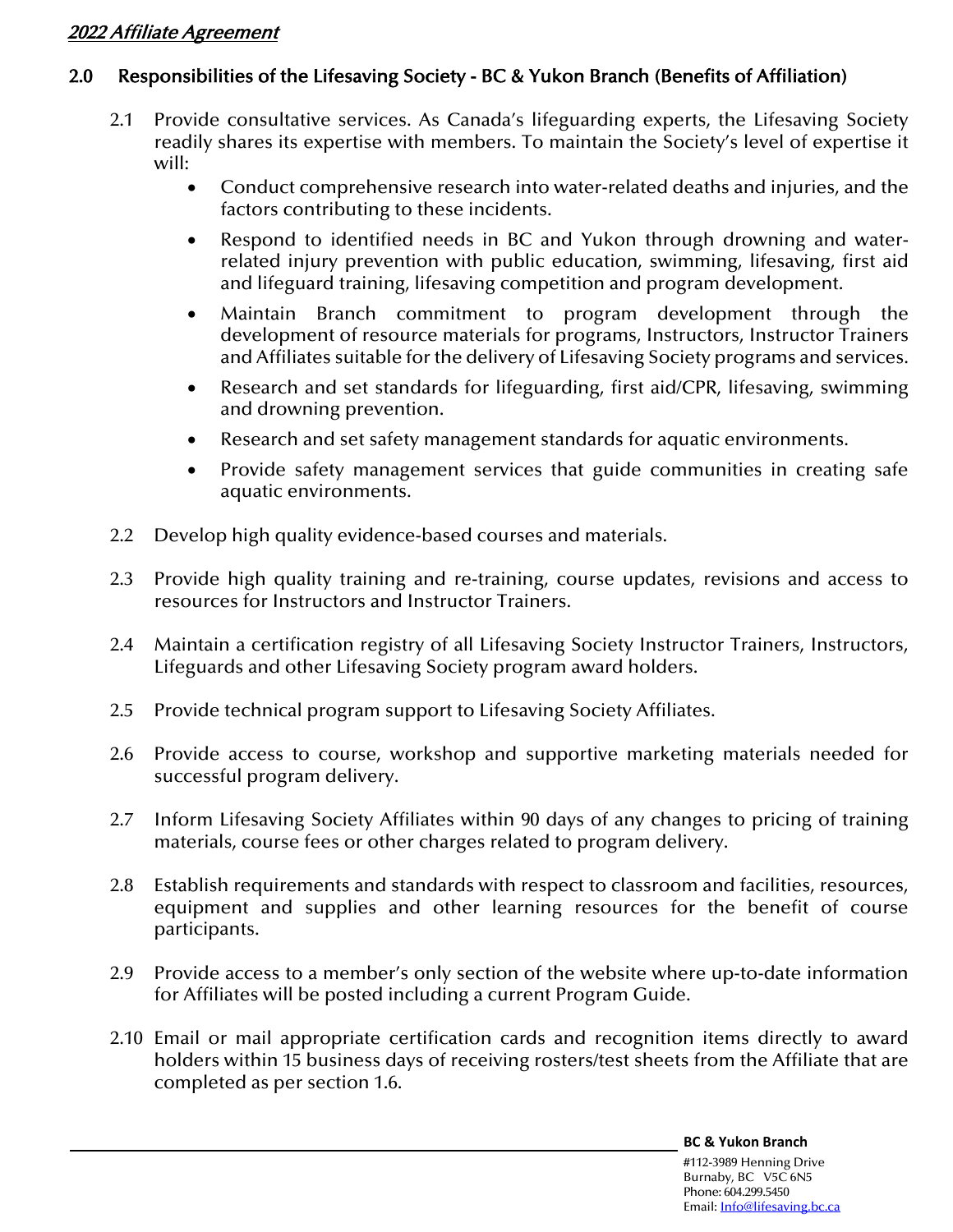## 2.0 Responsibilities of the Lifesaving Society - BC & Yukon Branch (Benefits of Affiliation)

2.1 Provide consultative services. As Canada's lifeguarding experts, the Lifesaving Society readily shares its expertise with members. To maintain the Society's level of expertise it will:

- Conduct comprehensive research into water-related deaths and injuries, and the factors contributing to these incidents.
- Respond to identified needs in BC and Yukon through drowning and water-related injury prevention with public education, swimming, lifesaving, first aid and lifeguard training, lifesaving competition and program development.
- Maintain Branch commitment to program development through the development of resource materials for programs, Instructors, Instructor Trainers and Affiliates suitable for the delivery of Lifesaving Society programs and services.
- Research and set standards for lifeguarding, first aid/CPR, lifesaving, swimming and drowning prevention.
- Research and set safety management standards for aquatic environments.
- Provide safety management services that guide communities in creating safe aquatic environments.

2.2 Develop high quality evidence-based courses and materials.

2.3 Provide high quality training and re-training, course updates, revisions and access to resources for Instructors and Instructor Trainers.

2.4 Maintain a certification registry of all Lifesaving Society Instructor Trainers, Instructors, Lifeguards and other Lifesaving Society program award holders.

2.5 Provide technical program support to Lifesaving Society Affiliates.

2.6 Provide access to course, workshop and supportive marketing materials needed for successful program delivery.

2.7 Inform Lifesaving Society Affiliates within 90 days of any changes to pricing of training materials, course fees or other charges related to program delivery.

2.8 Establish requirements and standards with respect to classroom and facilities, resources, equipment and supplies and other learning resources for the benefit of course participants.

2.9 Provide access to a member's only section of the website where up-to-date information for Affiliates will be posted including a current Program Guide.

2.10 Email or mail appropriate certification cards and recognition items directly to award holders within 15 business days of receiving rosters/test sheets from the Affiliate that are completed as per section 1.6.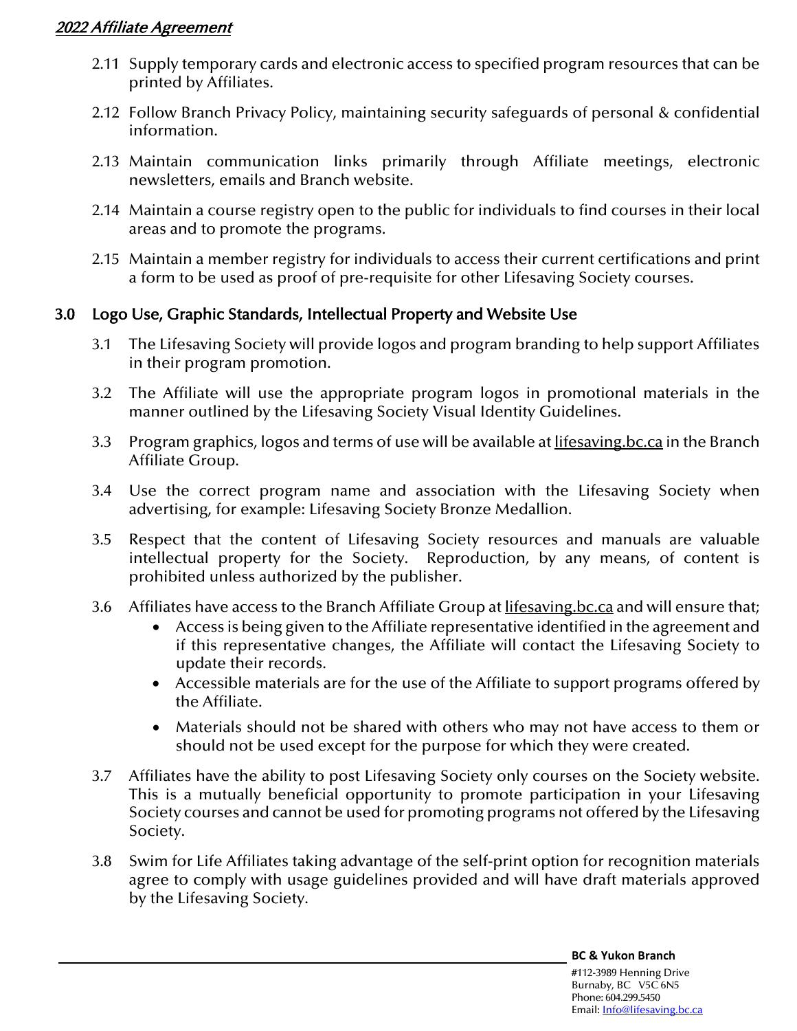2.11 Supply temporary cards and electronic access to specified program resources that can be printed by Affiliates.

2.12 Follow Branch Privacy Policy, maintaining security safeguards of personal & confidential information.

2.13 Maintain communication links primarily through Affiliate meetings, electronic newsletters, emails and Branch website.

2.14 Maintain a course registry open to the public for individuals to find courses in their local areas and to promote the programs.

2.15 Maintain a member registry for individuals to access their current certifications and print a form to be used as proof of pre-requisite for other Lifesaving Society courses.

## 3.0 Logo Use, Graphic Standards, Intellectual Property and Website Use

3.1 The Lifesaving Society will provide logos and program branding to help support Affiliates in their program promotion.

3.2 The Affiliate will use the appropriate program logos in promotional materials in the manner outlined by the Lifesaving Society Visual Identity Guidelines.

3.3 Program graphics, logos and terms of use will be available at lifesaving.bc.ca in the Branch Affiliate Group.

3.4 Use the correct program name and association with the Lifesaving Society when advertising, for example: Lifesaving Society Bronze Medallion.

3.5 Respect that the content of Lifesaving Society resources and manuals are valuable intellectual property for the Society. Reproduction, by any means, of content is prohibited unless authorized by the publisher.

3.6 Affiliates have access to the Branch Affiliate Group at lifesaving.bc.ca and will ensure that;

- Access is being given to the Affiliate representative identified in the agreement and if this representative changes, the Affiliate will contact the Lifesaving Society to update their records.
- Accessible materials are for the use of the Affiliate to support programs offered by the Affiliate.
- Materials should not be shared with others who may not have access to them or should not be used except for the purpose for which they were created.

3.7 Affiliates have the ability to post Lifesaving Society only courses on the Society website. This is a mutually beneficial opportunity to promote participation in your Lifesaving Society courses and cannot be used for promoting programs not offered by the Lifesaving Society.

3.8 Swim for Life Affiliates taking advantage of the self-print option for recognition materials agree to comply with usage guidelines provided and will have draft materials approved by the Lifesaving Society.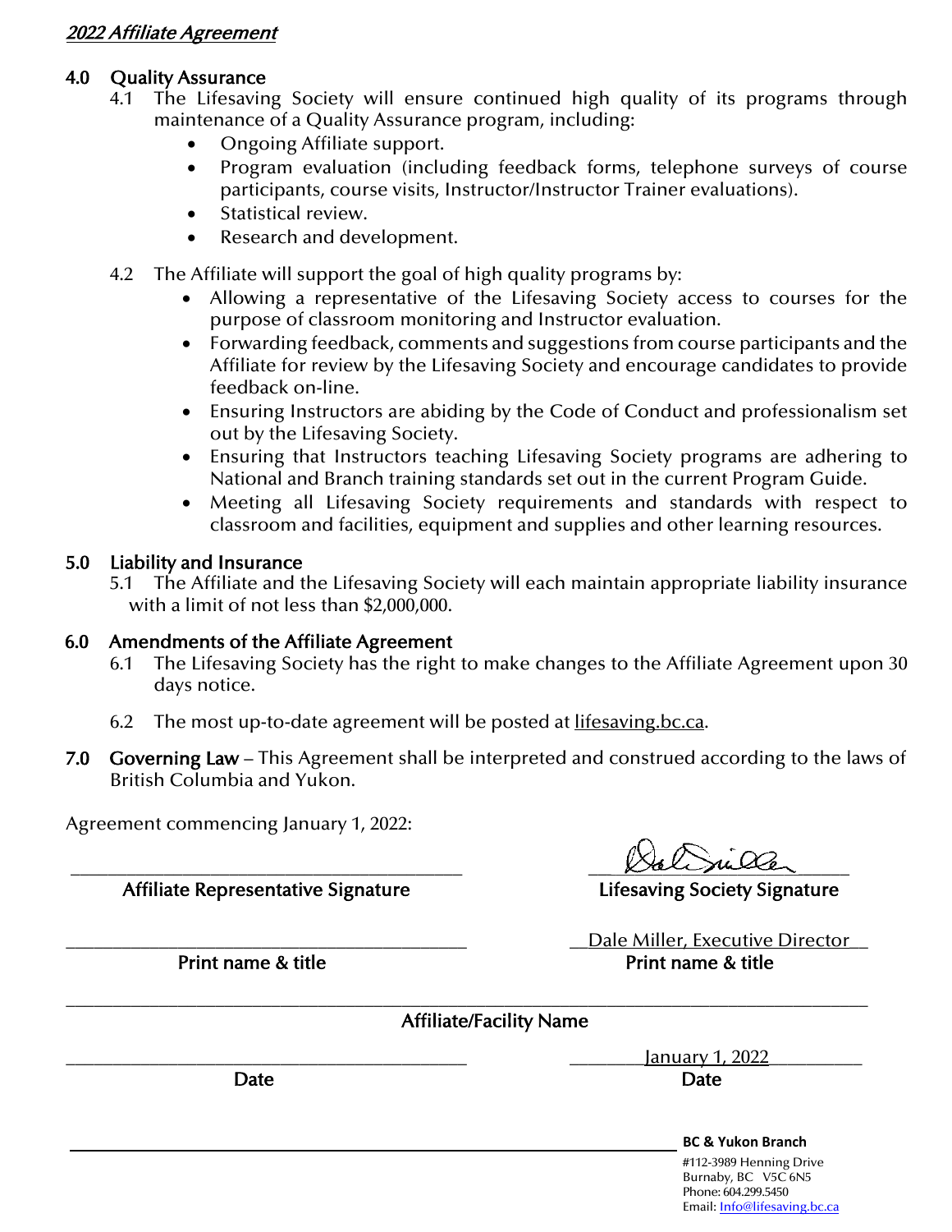## 4.0 Quality Assurance

4.1 The Lifesaving Society will ensure continued high quality of its programs through maintenance of a Quality Assurance program, including:

- Ongoing Affiliate support.
- Program evaluation (including feedback forms, telephone surveys of course participants, course visits, Instructor/Instructor Trainer evaluations).
- Statistical review.
- Research and development.

4.2 The Affiliate will support the goal of high quality programs by:

- Allowing a representative of the Lifesaving Society access to courses for the purpose of classroom monitoring and Instructor evaluation.
- Forwarding feedback, comments and suggestions from course participants and the Affiliate for review by the Lifesaving Society and encourage candidates to provide feedback on-line.
- Ensuring Instructors are abiding by the Code of Conduct and professionalism set out by the Lifesaving Society.
- Ensuring that Instructors teaching Lifesaving Society programs are adhering to National and Branch training standards set out in the current Program Guide.
- Meeting all Lifesaving Society requirements and standards with respect to classroom and facilities, equipment and supplies and other learning resources.

## 5.0 Liability and Insurance

5.1 The Affiliate and the Lifesaving Society will each maintain appropriate liability insurance with a limit of not less than $2,000,000.

## 6.0 Amendments of the Affiliate Agreement

6.1 The Lifesaving Society has the right to make changes to the Affiliate Agreement upon 30 days notice.

6.2 The most up-to-date agreement will be posted at lifesaving.bc.ca.

**7.0 Governing Law** – This Agreement shall be interpreted and construed according to the laws of British Columbia and Yukon.

Agreement commencing January 1, 2022:

| | |
|---|---|
| ______________________ | (signature) |
| **Affiliate Representative Signature** | **Lifesaving Society Signature** |
| ______________________ | Dale Miller, Executive Director |
| **Print name & title** | **Print name & title** |

______________________________________________

**Affiliate/Facility Name**

| | |
|---|---|
| ______________________ | January 1, 2022 |
| **Date** | **Date** |

**BC & Yukon Branch**
#112-3989 Henning Drive
Burnaby, BC V5C 6N5
Phone: 604.299.5450
Email: Info@lifesaving.bc.ca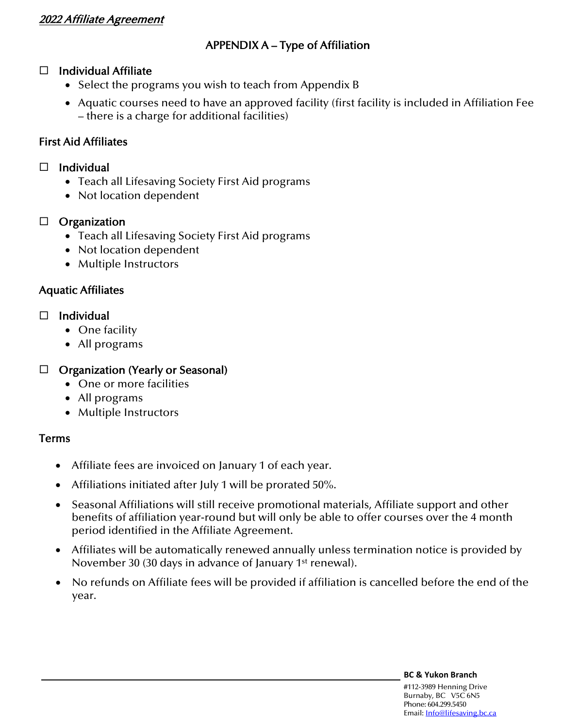## APPENDIX A – Type of Affiliation

☐ **Individual Affiliate**

- Select the programs you wish to teach from Appendix B
- Aquatic courses need to have an approved facility (first facility is included in Affiliation Fee – there is a charge for additional facilities)

### First Aid Affiliates

☐ **Individual**

- Teach all Lifesaving Society First Aid programs
- Not location dependent

☐ **Organization**

- Teach all Lifesaving Society First Aid programs
- Not location dependent
- Multiple Instructors

### Aquatic Affiliates

☐ **Individual**

- One facility
- All programs

☐ **Organization (Yearly or Seasonal)**

- One or more facilities
- All programs
- Multiple Instructors

### Terms

- Affiliate fees are invoiced on January 1 of each year.
- Affiliations initiated after July 1 will be prorated 50%.
- Seasonal Affiliations will still receive promotional materials, Affiliate support and other benefits of affiliation year-round but will only be able to offer courses over the 4 month period identified in the Affiliate Agreement.
- Affiliates will be automatically renewed annually unless termination notice is provided by November 30 (30 days in advance of January 1st renewal).
- No refunds on Affiliate fees will be provided if affiliation is cancelled before the end of the year.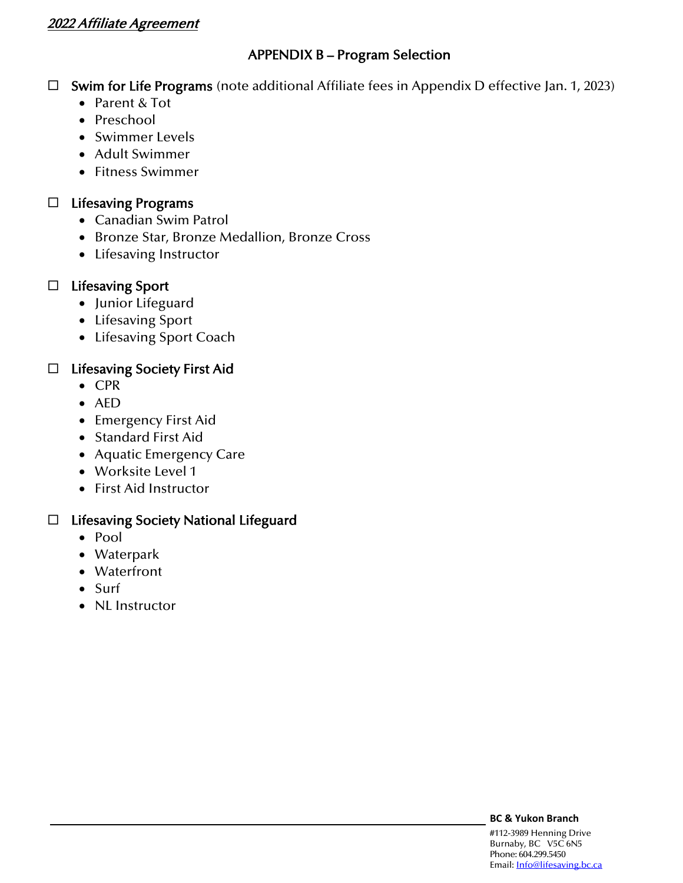## APPENDIX B – Program Selection

☐ **Swim for Life Programs** (note additional Affiliate fees in Appendix D effective Jan. 1, 2023)

- Parent & Tot
- Preschool
- Swimmer Levels
- Adult Swimmer
- Fitness Swimmer

☐ **Lifesaving Programs**

- Canadian Swim Patrol
- Bronze Star, Bronze Medallion, Bronze Cross
- Lifesaving Instructor

☐ **Lifesaving Sport**

- Junior Lifeguard
- Lifesaving Sport
- Lifesaving Sport Coach

☐ **Lifesaving Society First Aid**

- CPR
- AED
- Emergency First Aid
- Standard First Aid
- Aquatic Emergency Care
- Worksite Level 1
- First Aid Instructor

☐ **Lifesaving Society National Lifeguard**

- Pool
- Waterpark
- Waterfront
- Surf
- NL Instructor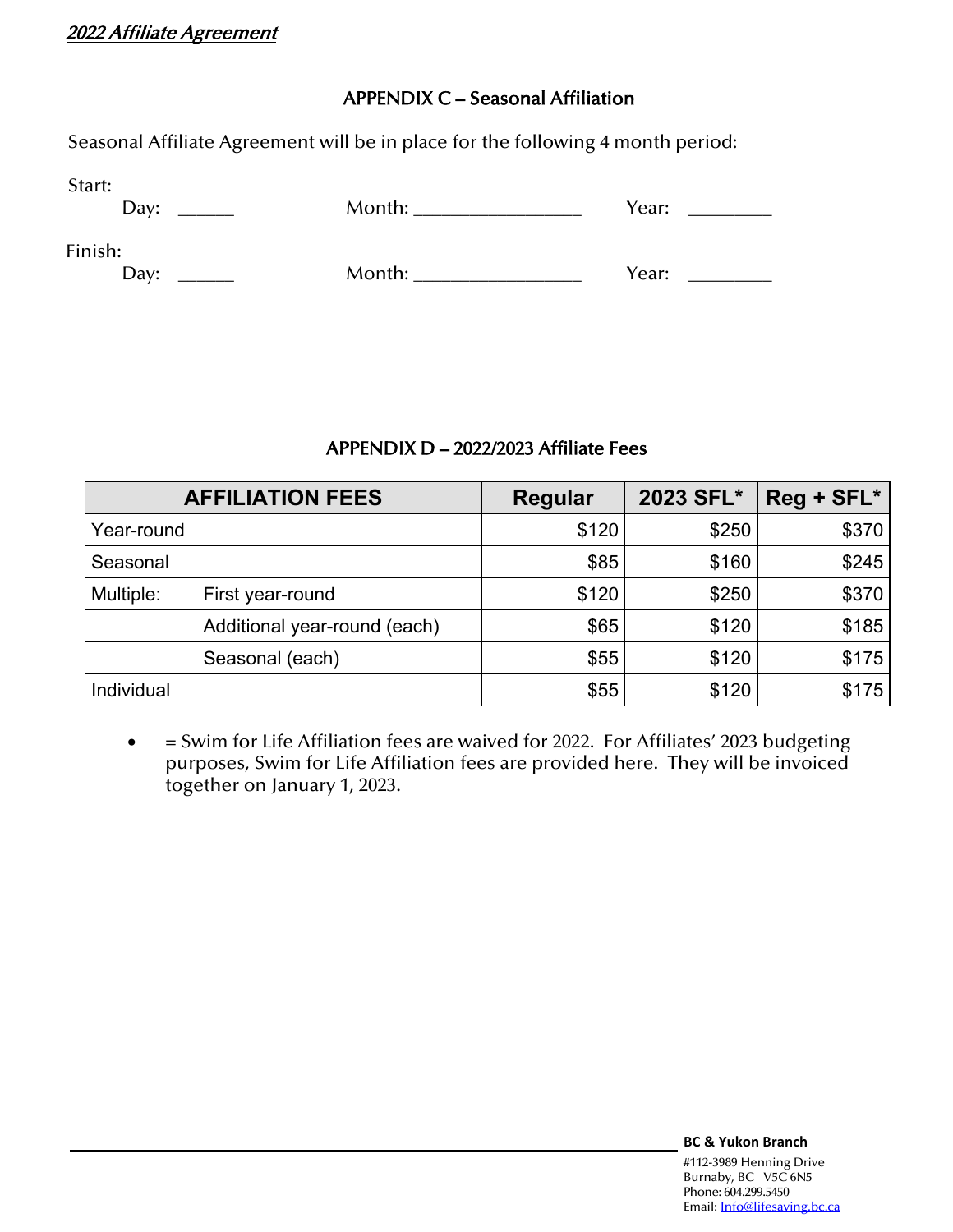## APPENDIX C – Seasonal Affiliation

Seasonal Affiliate Agreement will be in place for the following 4 month period:

Start:

Day: ______ Month: _________________ Year: _________

Finish:

Day: ______ Month: _________________ Year: _________

## APPENDIX D – 2022/2023 Affiliate Fees

| AFFILIATION FEES | | Regular | 2023 SFL* | Reg + SFL* |
|---|---|---|---|---|
| Year-round | | $120 | $250 | $370 |
| Seasonal | | $85 | $160 | $245 |
| Multiple: | First year-round | $120 | $250 | $370 |
| | Additional year-round (each) | $65 | $120 | $185 |
| | Seasonal (each) | $55 | $120 | $175 |
| Individual | | $55 | $120 | $175 |

- = Swim for Life Affiliation fees are waived for 2022. For Affiliates' 2023 budgeting purposes, Swim for Life Affiliation fees are provided here. They will be invoiced together on January 1, 2023.

**BC & Yukon Branch**
#112-3989 Henning Drive
Burnaby, BC V5C 6N5
Phone: 604.299.5450
Email: Info@lifesaving.bc.ca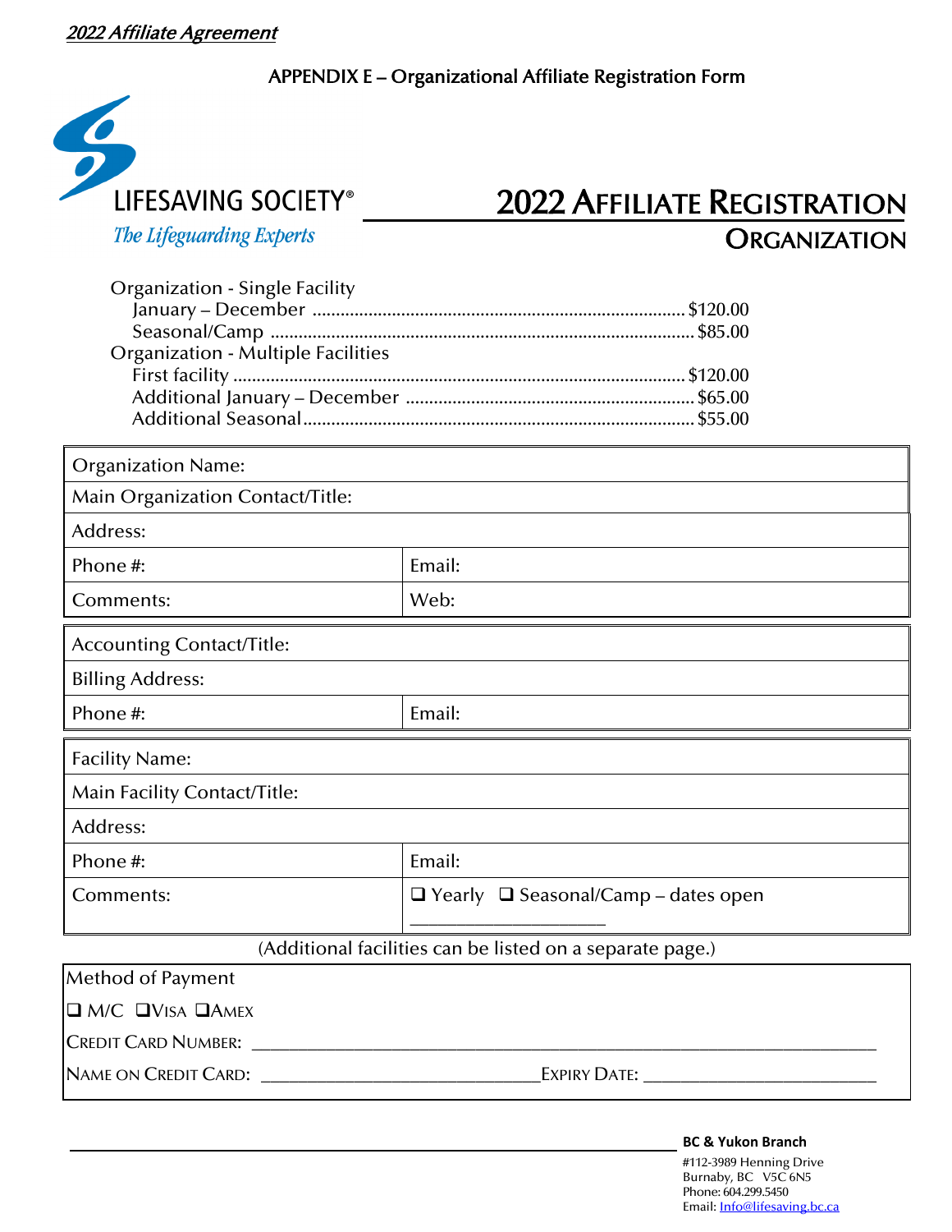*2022 Affiliate Agreement*

## APPENDIX E – Organizational Affiliate Registration Form

LIFESAVING SOCIETY®

*The Lifeguarding Experts*

# 2022 AFFILIATE REGISTRATION

## ORGANIZATION

Organization - Single Facility
- January – December ........ $120.00
- Seasonal/Camp ........ $85.00

Organization - Multiple Facilities
- First facility ........ $120.00
- Additional January – December ........ $65.00
- Additional Seasonal ........ $55.00

| Organization Name: | |
|---|---|
| Main Organization Contact/Title: | |
| Address: | |
| Phone #: | Email: |
| Comments: | Web: |

| Accounting Contact/Title: | |
|---|---|
| Billing Address: | |
| Phone #: | Email: |

| Facility Name: | |
|---|---|
| Main Facility Contact/Title: | |
| Address: | |
| Phone #: | Email: |
| Comments: | ❑ Yearly ❑ Seasonal/Camp – dates open ___________________ |

(Additional facilities can be listed on a separate page.)

Method of Payment

❑ M/C ❑VISA ❑AMEX

CREDIT CARD NUMBER: ______________________________________________

NAME ON CREDIT CARD: ____________________________ EXPIRY DATE: ______________________

**BC & Yukon Branch**
#112-3989 Henning Drive
Burnaby, BC V5C 6N5
Phone: 604.299.5450
Email: Info@lifesaving.bc.ca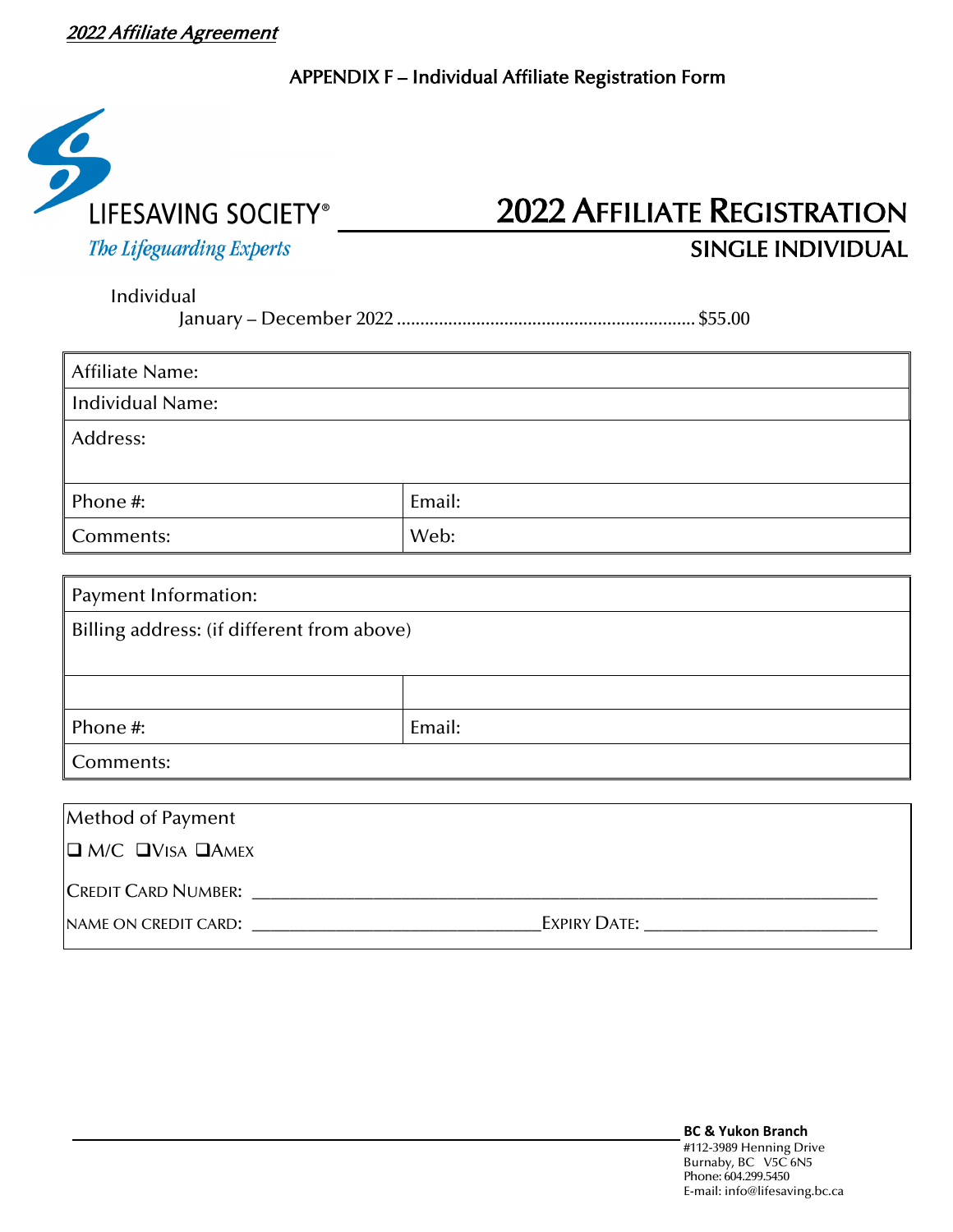*2022 Affiliate Agreement*

## APPENDIX F – Individual Affiliate Registration Form

LIFESAVING SOCIETY®

*The Lifeguarding Experts*

# 2022 AFFILIATE REGISTRATION

## SINGLE INDIVIDUAL

Individual

January – December 2022 ............................................................... $55.00

| | |
|---|---|
| Affiliate Name: | |
| Individual Name: | |
| Address: | |
| Phone #: | Email: |
| Comments: | Web: |

| | |
|---|---|
| Payment Information: | |
| Billing address: (if different from above) | |
| | |
| Phone #: | Email: |
| Comments: | |

Method of Payment

❑ M/C ❑VISA ❑AMEX

CREDIT CARD NUMBER: ______________________________________________

NAME ON CREDIT CARD: ______________________ EXPIRY DATE: ________________

**BC & Yukon Branch**
#112-3989 Henning Drive
Burnaby, BC V5C 6N5
Phone: 604.299.5450
E-mail: info@lifesaving.bc.ca